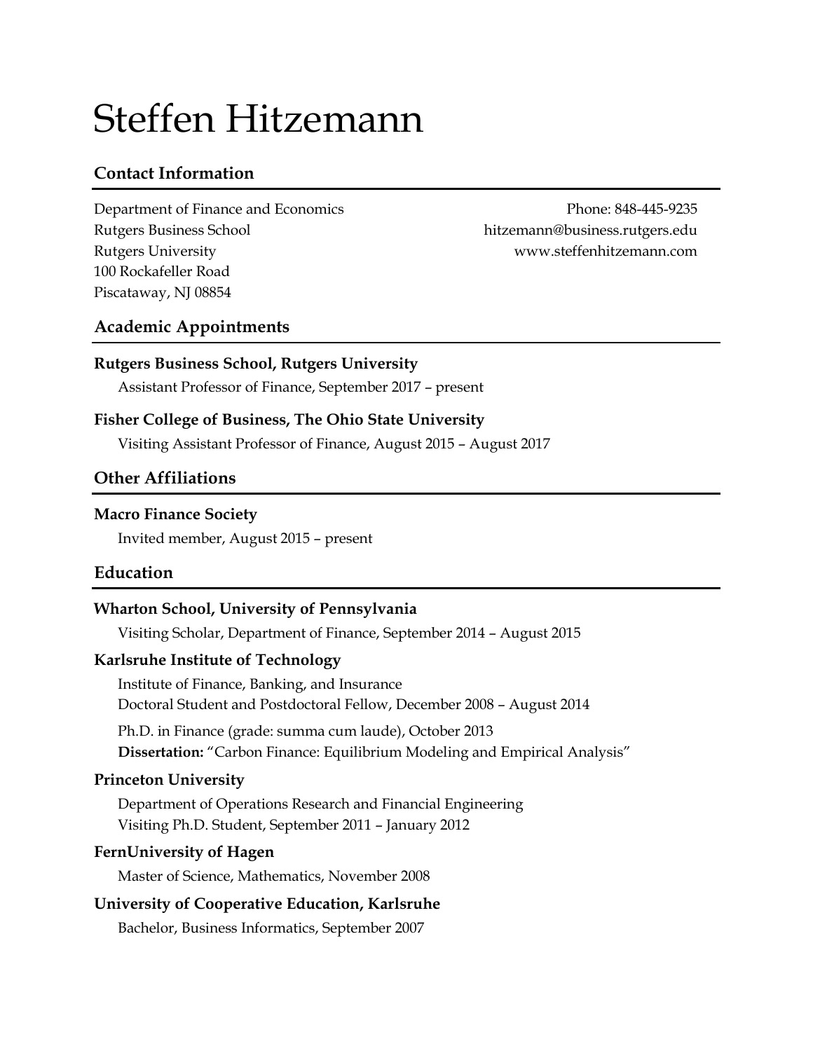# Steffen Hitzemann

## Contact Information

Department of Finance and Economics
Rutgers Business School
Rutgers University
100 Rockafeller Road
Piscataway, NJ 08854

Phone: 848-445-9235
hitzemann@business.rutgers.edu
www.steffenhitzemann.com

## Academic Appointments

**Rutgers Business School, Rutgers University**

Assistant Professor of Finance, September 2017 – present

**Fisher College of Business, The Ohio State University**

Visiting Assistant Professor of Finance, August 2015 – August 2017

## Other Affiliations

**Macro Finance Society**

Invited member, August 2015 – present

## Education

**Wharton School, University of Pennsylvania**

Visiting Scholar, Department of Finance, September 2014 – August 2015

**Karlsruhe Institute of Technology**

Institute of Finance, Banking, and Insurance
Doctoral Student and Postdoctoral Fellow, December 2008 – August 2014

Ph.D. in Finance (grade: summa cum laude), October 2013
**Dissertation:** "Carbon Finance: Equilibrium Modeling and Empirical Analysis"

**Princeton University**

Department of Operations Research and Financial Engineering
Visiting Ph.D. Student, September 2011 – January 2012

**FernUniversity of Hagen**

Master of Science, Mathematics, November 2008

**University of Cooperative Education, Karlsruhe**

Bachelor, Business Informatics, September 2007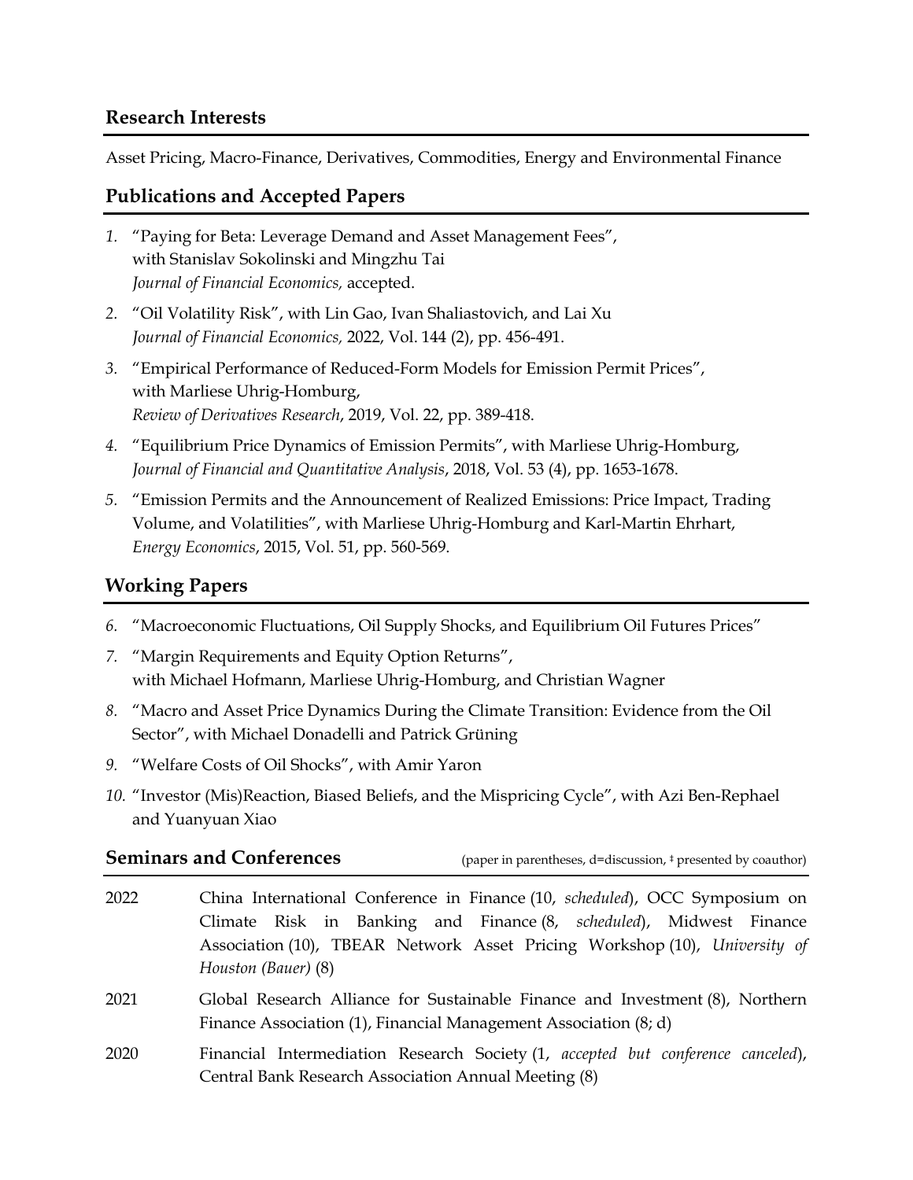## Research Interests

Asset Pricing, Macro-Finance, Derivatives, Commodities, Energy and Environmental Finance

## Publications and Accepted Papers

1. "Paying for Beta: Leverage Demand and Asset Management Fees", with Stanislav Sokolinski and Mingzhu Tai
   *Journal of Financial Economics,* accepted.
2. "Oil Volatility Risk", with Lin Gao, Ivan Shaliastovich, and Lai Xu
   *Journal of Financial Economics,* 2022, Vol. 144 (2), pp. 456-491.
3. "Empirical Performance of Reduced-Form Models for Emission Permit Prices", with Marliese Uhrig-Homburg,
   *Review of Derivatives Research*, 2019, Vol. 22, pp. 389-418.
4. "Equilibrium Price Dynamics of Emission Permits", with Marliese Uhrig-Homburg,
   *Journal of Financial and Quantitative Analysis*, 2018, Vol. 53 (4), pp. 1653-1678.
5. "Emission Permits and the Announcement of Realized Emissions: Price Impact, Trading Volume, and Volatilities", with Marliese Uhrig-Homburg and Karl-Martin Ehrhart,
   *Energy Economics*, 2015, Vol. 51, pp. 560-569.

## Working Papers

6. "Macroeconomic Fluctuations, Oil Supply Shocks, and Equilibrium Oil Futures Prices"
7. "Margin Requirements and Equity Option Returns", with Michael Hofmann, Marliese Uhrig-Homburg, and Christian Wagner
8. "Macro and Asset Price Dynamics During the Climate Transition: Evidence from the Oil Sector", with Michael Donadelli and Patrick Grüning
9. "Welfare Costs of Oil Shocks", with Amir Yaron
10. "Investor (Mis)Reaction, Biased Beliefs, and the Mispricing Cycle", with Azi Ben-Rephael and Yuanyuan Xiao

## Seminars and Conferences

(paper in parentheses, d=discussion, ‡ presented by coauthor)

| | |
|---|---|
| 2022 | China International Conference in Finance (10, *scheduled*), OCC Symposium on Climate Risk in Banking and Finance (8, *scheduled*), Midwest Finance Association (10), TBEAR Network Asset Pricing Workshop (10), *University of Houston (Bauer)* (8) |
| 2021 | Global Research Alliance for Sustainable Finance and Investment (8), Northern Finance Association (1), Financial Management Association (8; d) |
| 2020 | Financial Intermediation Research Society (1, *accepted but conference canceled*), Central Bank Research Association Annual Meeting (8) |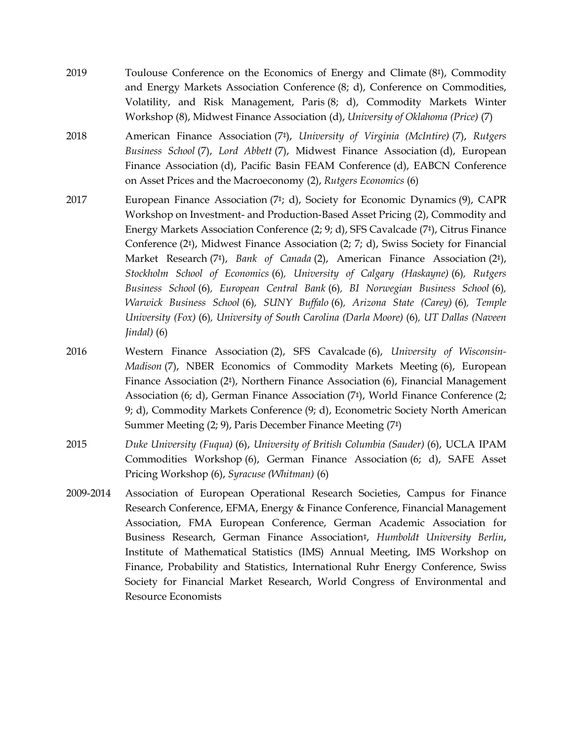2019 Toulouse Conference on the Economics of Energy and Climate (8‡), Commodity and Energy Markets Association Conference (8; d), Conference on Commodities, Volatility, and Risk Management, Paris (8; d), Commodity Markets Winter Workshop (8), Midwest Finance Association (d), *University of Oklahoma (Price)* (7)

2018 American Finance Association (7‡), *University of Virginia (McIntire)* (7), *Rutgers Business School* (7), *Lord Abbett* (7), Midwest Finance Association (d), European Finance Association (d), Pacific Basin FEAM Conference (d), EABCN Conference on Asset Prices and the Macroeconomy (2), *Rutgers Economics* (6)

2017 European Finance Association (7‡; d), Society for Economic Dynamics (9), CAPR Workshop on Investment- and Production-Based Asset Pricing (2), Commodity and Energy Markets Association Conference (2; 9; d), SFS Cavalcade (7‡), Citrus Finance Conference (2‡), Midwest Finance Association (2; 7; d), Swiss Society for Financial Market Research (7‡), *Bank of Canada* (2), American Finance Association (2‡), *Stockholm School of Economics* (6), *University of Calgary (Haskayne)* (6), *Rutgers Business School* (6), *European Central Bank* (6), *BI Norwegian Business School* (6), *Warwick Business School* (6), *SUNY Buffalo* (6), *Arizona State (Carey)* (6), *Temple University (Fox)* (6), *University of South Carolina (Darla Moore)* (6), *UT Dallas (Naveen Jindal)* (6)

2016 Western Finance Association (2), SFS Cavalcade (6), *University of Wisconsin-Madison* (7), NBER Economics of Commodity Markets Meeting (6), European Finance Association (2‡), Northern Finance Association (6), Financial Management Association (6; d), German Finance Association (7‡), World Finance Conference (2; 9; d), Commodity Markets Conference (9; d), Econometric Society North American Summer Meeting (2; 9), Paris December Finance Meeting (7‡)

2015 *Duke University (Fuqua)* (6), *University of British Columbia (Sauder)* (6), UCLA IPAM Commodities Workshop (6), German Finance Association (6; d), SAFE Asset Pricing Workshop (6), *Syracuse (Whitman)* (6)

2009-2014 Association of European Operational Research Societies, Campus for Finance Research Conference, EFMA, Energy & Finance Conference, Financial Management Association, FMA European Conference, German Academic Association for Business Research, German Finance Association‡, *Humboldt University Berlin*, Institute of Mathematical Statistics (IMS) Annual Meeting, IMS Workshop on Finance, Probability and Statistics, International Ruhr Energy Conference, Swiss Society for Financial Market Research, World Congress of Environmental and Resource Economists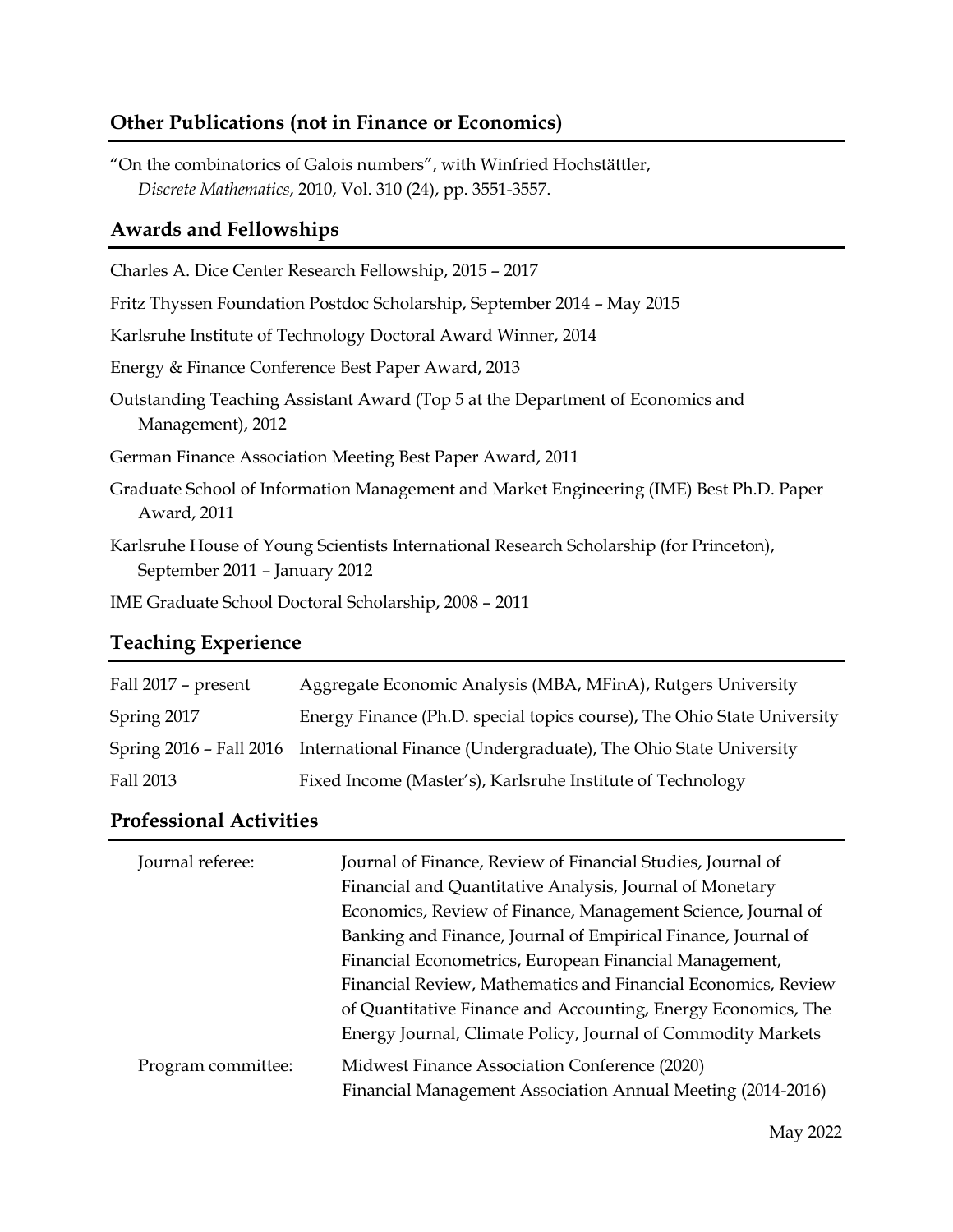## Other Publications (not in Finance or Economics)

"On the combinatorics of Galois numbers", with Winfried Hochstättler, *Discrete Mathematics*, 2010, Vol. 310 (24), pp. 3551-3557.

## Awards and Fellowships

Charles A. Dice Center Research Fellowship, 2015 – 2017

Fritz Thyssen Foundation Postdoc Scholarship, September 2014 – May 2015

Karlsruhe Institute of Technology Doctoral Award Winner, 2014

Energy & Finance Conference Best Paper Award, 2013

Outstanding Teaching Assistant Award (Top 5 at the Department of Economics and Management), 2012

German Finance Association Meeting Best Paper Award, 2011

Graduate School of Information Management and Market Engineering (IME) Best Ph.D. Paper Award, 2011

Karlsruhe House of Young Scientists International Research Scholarship (for Princeton), September 2011 – January 2012

IME Graduate School Doctoral Scholarship, 2008 – 2011

## Teaching Experience

| | |
|---|---|
| Fall 2017 – present | Aggregate Economic Analysis (MBA, MFinA), Rutgers University |
| Spring 2017 | Energy Finance (Ph.D. special topics course), The Ohio State University |
| Spring 2016 – Fall 2016 | International Finance (Undergraduate), The Ohio State University |
| Fall 2013 | Fixed Income (Master's), Karlsruhe Institute of Technology |

## Professional Activities

| | |
|---|---|
| Journal referee: | Journal of Finance, Review of Financial Studies, Journal of Financial and Quantitative Analysis, Journal of Monetary Economics, Review of Finance, Management Science, Journal of Banking and Finance, Journal of Empirical Finance, Journal of Financial Econometrics, European Financial Management, Financial Review, Mathematics and Financial Economics, Review of Quantitative Finance and Accounting, Energy Economics, The Energy Journal, Climate Policy, Journal of Commodity Markets |
| Program committee: | Midwest Finance Association Conference (2020)<br>Financial Management Association Annual Meeting (2014-2016) |

May 2022